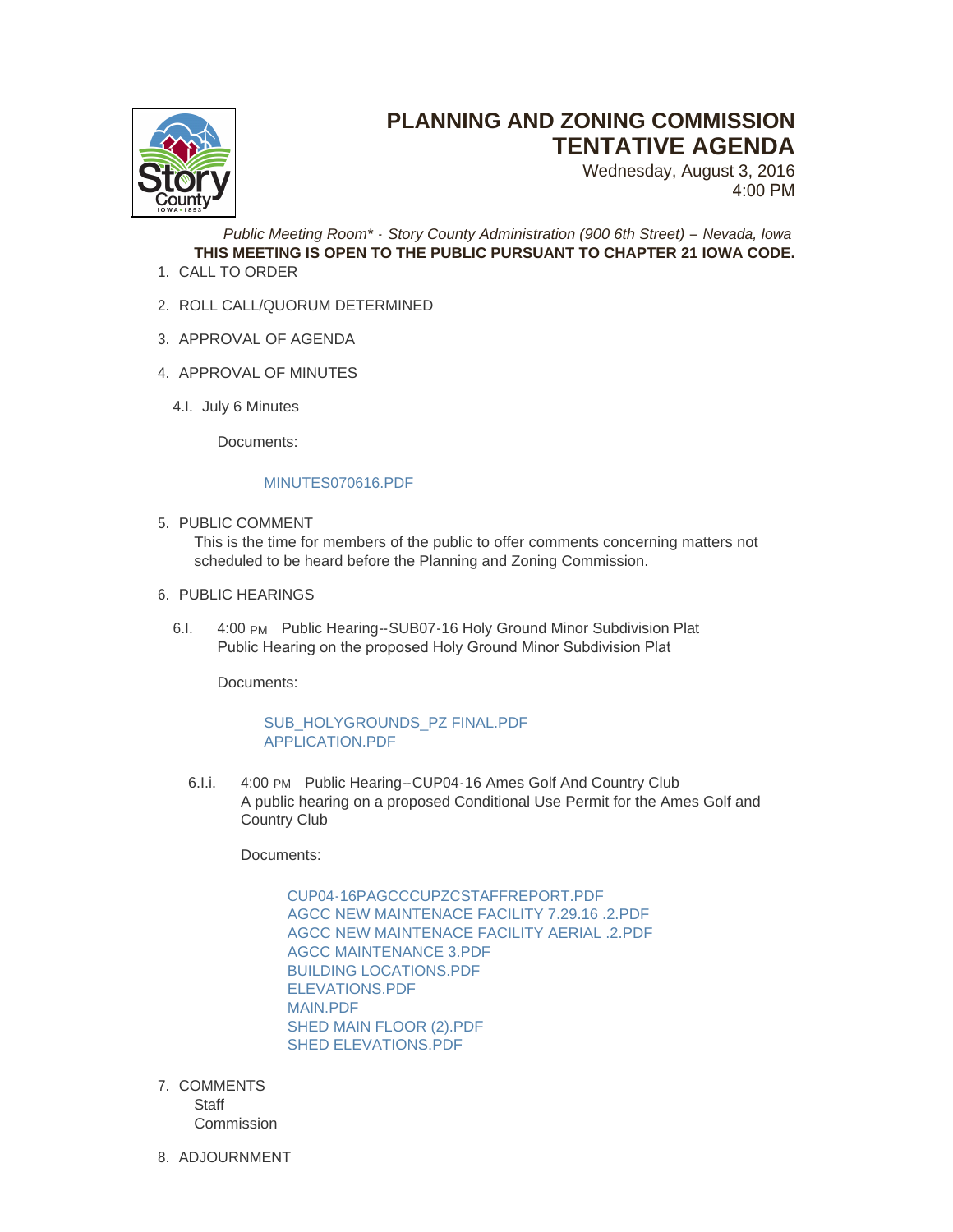# PLANNING AND ZONING COMMISSION TENTATIVE AGENDA

Wednesday, August 3, 2016
4:00 PM

*Public Meeting Room\* - Story County Administration (900 6th Street) – Nevada, Iowa*

**THIS MEETING IS OPEN TO THE PUBLIC PURSUANT TO CHAPTER 21 IOWA CODE.**

1. CALL TO ORDER

2. ROLL CALL/QUORUM DETERMINED

3. APPROVAL OF AGENDA

4. APPROVAL OF MINUTES

   4.I. July 6 Minutes

   Documents:

   MINUTES070616.PDF

5. PUBLIC COMMENT
   This is the time for members of the public to offer comments concerning matters not scheduled to be heard before the Planning and Zoning Commission.

6. PUBLIC HEARINGS

   6.I. 4:00 PM Public Hearing--SUB07-16 Holy Ground Minor Subdivision Plat
   Public Hearing on the proposed Holy Ground Minor Subdivision Plat

   Documents:

   SUB_HOLYGROUNDS_PZ FINAL.PDF
   APPLICATION.PDF

   6.I.i. 4:00 PM Public Hearing--CUP04-16 Ames Golf And Country Club
   A public hearing on a proposed Conditional Use Permit for the Ames Golf and Country Club

   Documents:

   CUP04-16PAGCCCUPZCSTAFFREPORT.PDF
   AGCC NEW MAINTENACE FACILITY 7.29.16 .2.PDF
   AGCC NEW MAINTENACE FACILITY AERIAL .2.PDF
   AGCC MAINTENANCE 3.PDF
   BUILDING LOCATIONS.PDF
   ELEVATIONS.PDF
   MAIN.PDF
   SHED MAIN FLOOR (2).PDF
   SHED ELEVATIONS.PDF

7. COMMENTS
   Staff
   Commission

8. ADJOURNMENT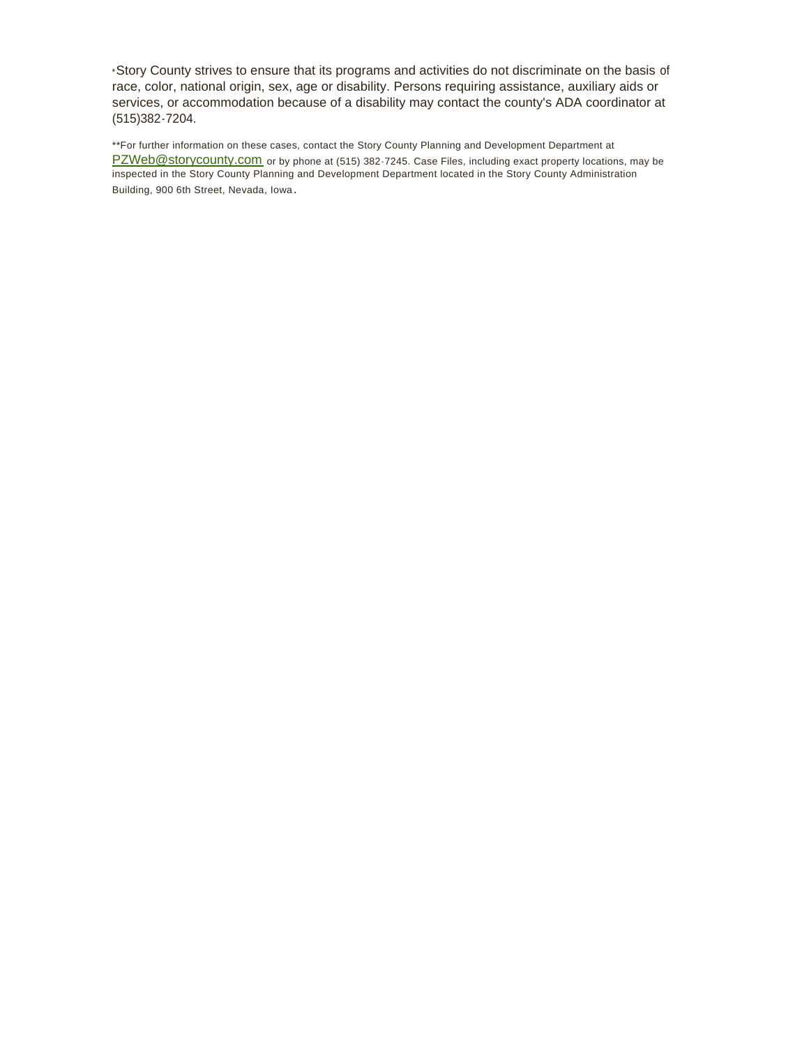*Story County strives to ensure that its programs and activities do not discriminate on the basis of race, color, national origin, sex, age or disability. Persons requiring assistance, auxiliary aids or services, or accommodation because of a disability may contact the county's ADA coordinator at (515)382-7204.

**For further information on these cases, contact the Story County Planning and Development Department at PZWeb@storycounty.com or by phone at (515) 382-7245. Case Files, including exact property locations, may be inspected in the Story County Planning and Development Department located in the Story County Administration Building, 900 6th Street, Nevada, Iowa.